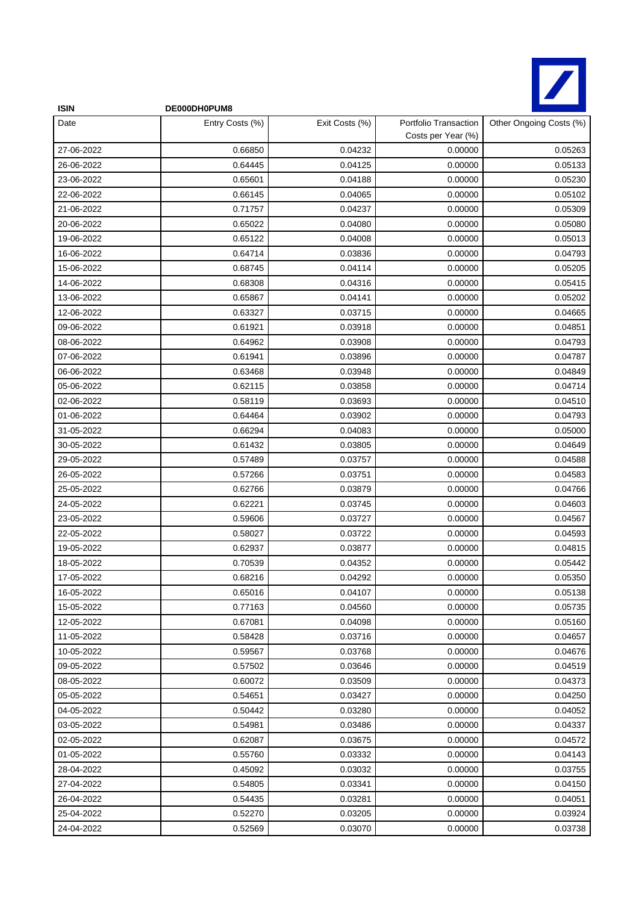**ISIN** **DE000DH0PUM8**

| Date | Entry Costs (%) | Exit Costs (%) | Portfolio Transaction Costs per Year (%) | Other Ongoing Costs (%) |
|---|---|---|---|---|
| 27-06-2022 | 0.66850 | 0.04232 | 0.00000 | 0.05263 |
| 26-06-2022 | 0.64445 | 0.04125 | 0.00000 | 0.05133 |
| 23-06-2022 | 0.65601 | 0.04188 | 0.00000 | 0.05230 |
| 22-06-2022 | 0.66145 | 0.04065 | 0.00000 | 0.05102 |
| 21-06-2022 | 0.71757 | 0.04237 | 0.00000 | 0.05309 |
| 20-06-2022 | 0.65022 | 0.04080 | 0.00000 | 0.05080 |
| 19-06-2022 | 0.65122 | 0.04008 | 0.00000 | 0.05013 |
| 16-06-2022 | 0.64714 | 0.03836 | 0.00000 | 0.04793 |
| 15-06-2022 | 0.68745 | 0.04114 | 0.00000 | 0.05205 |
| 14-06-2022 | 0.68308 | 0.04316 | 0.00000 | 0.05415 |
| 13-06-2022 | 0.65867 | 0.04141 | 0.00000 | 0.05202 |
| 12-06-2022 | 0.63327 | 0.03715 | 0.00000 | 0.04665 |
| 09-06-2022 | 0.61921 | 0.03918 | 0.00000 | 0.04851 |
| 08-06-2022 | 0.64962 | 0.03908 | 0.00000 | 0.04793 |
| 07-06-2022 | 0.61941 | 0.03896 | 0.00000 | 0.04787 |
| 06-06-2022 | 0.63468 | 0.03948 | 0.00000 | 0.04849 |
| 05-06-2022 | 0.62115 | 0.03858 | 0.00000 | 0.04714 |
| 02-06-2022 | 0.58119 | 0.03693 | 0.00000 | 0.04510 |
| 01-06-2022 | 0.64464 | 0.03902 | 0.00000 | 0.04793 |
| 31-05-2022 | 0.66294 | 0.04083 | 0.00000 | 0.05000 |
| 30-05-2022 | 0.61432 | 0.03805 | 0.00000 | 0.04649 |
| 29-05-2022 | 0.57489 | 0.03757 | 0.00000 | 0.04588 |
| 26-05-2022 | 0.57266 | 0.03751 | 0.00000 | 0.04583 |
| 25-05-2022 | 0.62766 | 0.03879 | 0.00000 | 0.04766 |
| 24-05-2022 | 0.62221 | 0.03745 | 0.00000 | 0.04603 |
| 23-05-2022 | 0.59606 | 0.03727 | 0.00000 | 0.04567 |
| 22-05-2022 | 0.58027 | 0.03722 | 0.00000 | 0.04593 |
| 19-05-2022 | 0.62937 | 0.03877 | 0.00000 | 0.04815 |
| 18-05-2022 | 0.70539 | 0.04352 | 0.00000 | 0.05442 |
| 17-05-2022 | 0.68216 | 0.04292 | 0.00000 | 0.05350 |
| 16-05-2022 | 0.65016 | 0.04107 | 0.00000 | 0.05138 |
| 15-05-2022 | 0.77163 | 0.04560 | 0.00000 | 0.05735 |
| 12-05-2022 | 0.67081 | 0.04098 | 0.00000 | 0.05160 |
| 11-05-2022 | 0.58428 | 0.03716 | 0.00000 | 0.04657 |
| 10-05-2022 | 0.59567 | 0.03768 | 0.00000 | 0.04676 |
| 09-05-2022 | 0.57502 | 0.03646 | 0.00000 | 0.04519 |
| 08-05-2022 | 0.60072 | 0.03509 | 0.00000 | 0.04373 |
| 05-05-2022 | 0.54651 | 0.03427 | 0.00000 | 0.04250 |
| 04-05-2022 | 0.50442 | 0.03280 | 0.00000 | 0.04052 |
| 03-05-2022 | 0.54981 | 0.03486 | 0.00000 | 0.04337 |
| 02-05-2022 | 0.62087 | 0.03675 | 0.00000 | 0.04572 |
| 01-05-2022 | 0.55760 | 0.03332 | 0.00000 | 0.04143 |
| 28-04-2022 | 0.45092 | 0.03032 | 0.00000 | 0.03755 |
| 27-04-2022 | 0.54805 | 0.03341 | 0.00000 | 0.04150 |
| 26-04-2022 | 0.54435 | 0.03281 | 0.00000 | 0.04051 |
| 25-04-2022 | 0.52270 | 0.03205 | 0.00000 | 0.03924 |
| 24-04-2022 | 0.52569 | 0.03070 | 0.00000 | 0.03738 |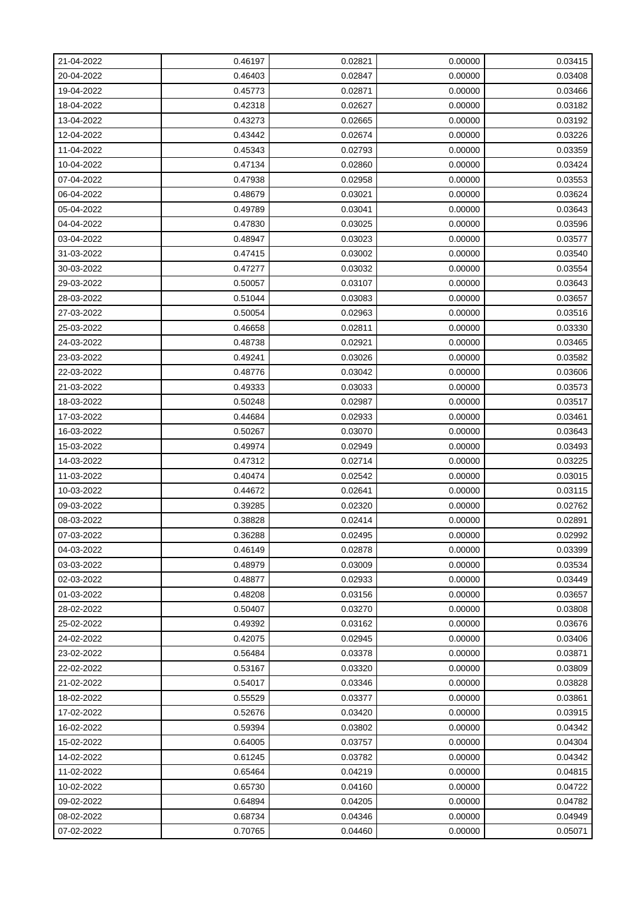| | | | | |
|---|---|---|---|---|
| 21-04-2022 | 0.46197 | 0.02821 | 0.00000 | 0.03415 |
| 20-04-2022 | 0.46403 | 0.02847 | 0.00000 | 0.03408 |
| 19-04-2022 | 0.45773 | 0.02871 | 0.00000 | 0.03466 |
| 18-04-2022 | 0.42318 | 0.02627 | 0.00000 | 0.03182 |
| 13-04-2022 | 0.43273 | 0.02665 | 0.00000 | 0.03192 |
| 12-04-2022 | 0.43442 | 0.02674 | 0.00000 | 0.03226 |
| 11-04-2022 | 0.45343 | 0.02793 | 0.00000 | 0.03359 |
| 10-04-2022 | 0.47134 | 0.02860 | 0.00000 | 0.03424 |
| 07-04-2022 | 0.47938 | 0.02958 | 0.00000 | 0.03553 |
| 06-04-2022 | 0.48679 | 0.03021 | 0.00000 | 0.03624 |
| 05-04-2022 | 0.49789 | 0.03041 | 0.00000 | 0.03643 |
| 04-04-2022 | 0.47830 | 0.03025 | 0.00000 | 0.03596 |
| 03-04-2022 | 0.48947 | 0.03023 | 0.00000 | 0.03577 |
| 31-03-2022 | 0.47415 | 0.03002 | 0.00000 | 0.03540 |
| 30-03-2022 | 0.47277 | 0.03032 | 0.00000 | 0.03554 |
| 29-03-2022 | 0.50057 | 0.03107 | 0.00000 | 0.03643 |
| 28-03-2022 | 0.51044 | 0.03083 | 0.00000 | 0.03657 |
| 27-03-2022 | 0.50054 | 0.02963 | 0.00000 | 0.03516 |
| 25-03-2022 | 0.46658 | 0.02811 | 0.00000 | 0.03330 |
| 24-03-2022 | 0.48738 | 0.02921 | 0.00000 | 0.03465 |
| 23-03-2022 | 0.49241 | 0.03026 | 0.00000 | 0.03582 |
| 22-03-2022 | 0.48776 | 0.03042 | 0.00000 | 0.03606 |
| 21-03-2022 | 0.49333 | 0.03033 | 0.00000 | 0.03573 |
| 18-03-2022 | 0.50248 | 0.02987 | 0.00000 | 0.03517 |
| 17-03-2022 | 0.44684 | 0.02933 | 0.00000 | 0.03461 |
| 16-03-2022 | 0.50267 | 0.03070 | 0.00000 | 0.03643 |
| 15-03-2022 | 0.49974 | 0.02949 | 0.00000 | 0.03493 |
| 14-03-2022 | 0.47312 | 0.02714 | 0.00000 | 0.03225 |
| 11-03-2022 | 0.40474 | 0.02542 | 0.00000 | 0.03015 |
| 10-03-2022 | 0.44672 | 0.02641 | 0.00000 | 0.03115 |
| 09-03-2022 | 0.39285 | 0.02320 | 0.00000 | 0.02762 |
| 08-03-2022 | 0.38828 | 0.02414 | 0.00000 | 0.02891 |
| 07-03-2022 | 0.36288 | 0.02495 | 0.00000 | 0.02992 |
| 04-03-2022 | 0.46149 | 0.02878 | 0.00000 | 0.03399 |
| 03-03-2022 | 0.48979 | 0.03009 | 0.00000 | 0.03534 |
| 02-03-2022 | 0.48877 | 0.02933 | 0.00000 | 0.03449 |
| 01-03-2022 | 0.48208 | 0.03156 | 0.00000 | 0.03657 |
| 28-02-2022 | 0.50407 | 0.03270 | 0.00000 | 0.03808 |
| 25-02-2022 | 0.49392 | 0.03162 | 0.00000 | 0.03676 |
| 24-02-2022 | 0.42075 | 0.02945 | 0.00000 | 0.03406 |
| 23-02-2022 | 0.56484 | 0.03378 | 0.00000 | 0.03871 |
| 22-02-2022 | 0.53167 | 0.03320 | 0.00000 | 0.03809 |
| 21-02-2022 | 0.54017 | 0.03346 | 0.00000 | 0.03828 |
| 18-02-2022 | 0.55529 | 0.03377 | 0.00000 | 0.03861 |
| 17-02-2022 | 0.52676 | 0.03420 | 0.00000 | 0.03915 |
| 16-02-2022 | 0.59394 | 0.03802 | 0.00000 | 0.04342 |
| 15-02-2022 | 0.64005 | 0.03757 | 0.00000 | 0.04304 |
| 14-02-2022 | 0.61245 | 0.03782 | 0.00000 | 0.04342 |
| 11-02-2022 | 0.65464 | 0.04219 | 0.00000 | 0.04815 |
| 10-02-2022 | 0.65730 | 0.04160 | 0.00000 | 0.04722 |
| 09-02-2022 | 0.64894 | 0.04205 | 0.00000 | 0.04782 |
| 08-02-2022 | 0.68734 | 0.04346 | 0.00000 | 0.04949 |
| 07-02-2022 | 0.70765 | 0.04460 | 0.00000 | 0.05071 |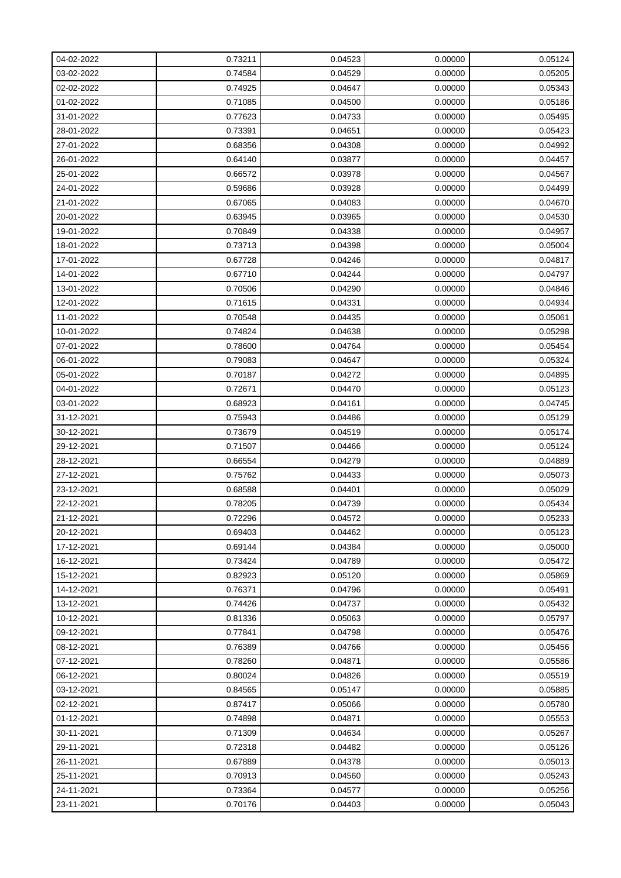| 04-02-2022 | 0.73211 | 0.04523 | 0.00000 | 0.05124 |
|---|---|---|---|---|
| 03-02-2022 | 0.74584 | 0.04529 | 0.00000 | 0.05205 |
| 02-02-2022 | 0.74925 | 0.04647 | 0.00000 | 0.05343 |
| 01-02-2022 | 0.71085 | 0.04500 | 0.00000 | 0.05186 |
| 31-01-2022 | 0.77623 | 0.04733 | 0.00000 | 0.05495 |
| 28-01-2022 | 0.73391 | 0.04651 | 0.00000 | 0.05423 |
| 27-01-2022 | 0.68356 | 0.04308 | 0.00000 | 0.04992 |
| 26-01-2022 | 0.64140 | 0.03877 | 0.00000 | 0.04457 |
| 25-01-2022 | 0.66572 | 0.03978 | 0.00000 | 0.04567 |
| 24-01-2022 | 0.59686 | 0.03928 | 0.00000 | 0.04499 |
| 21-01-2022 | 0.67065 | 0.04083 | 0.00000 | 0.04670 |
| 20-01-2022 | 0.63945 | 0.03965 | 0.00000 | 0.04530 |
| 19-01-2022 | 0.70849 | 0.04338 | 0.00000 | 0.04957 |
| 18-01-2022 | 0.73713 | 0.04398 | 0.00000 | 0.05004 |
| 17-01-2022 | 0.67728 | 0.04246 | 0.00000 | 0.04817 |
| 14-01-2022 | 0.67710 | 0.04244 | 0.00000 | 0.04797 |
| 13-01-2022 | 0.70506 | 0.04290 | 0.00000 | 0.04846 |
| 12-01-2022 | 0.71615 | 0.04331 | 0.00000 | 0.04934 |
| 11-01-2022 | 0.70548 | 0.04435 | 0.00000 | 0.05061 |
| 10-01-2022 | 0.74824 | 0.04638 | 0.00000 | 0.05298 |
| 07-01-2022 | 0.78600 | 0.04764 | 0.00000 | 0.05454 |
| 06-01-2022 | 0.79083 | 0.04647 | 0.00000 | 0.05324 |
| 05-01-2022 | 0.70187 | 0.04272 | 0.00000 | 0.04895 |
| 04-01-2022 | 0.72671 | 0.04470 | 0.00000 | 0.05123 |
| 03-01-2022 | 0.68923 | 0.04161 | 0.00000 | 0.04745 |
| 31-12-2021 | 0.75943 | 0.04486 | 0.00000 | 0.05129 |
| 30-12-2021 | 0.73679 | 0.04519 | 0.00000 | 0.05174 |
| 29-12-2021 | 0.71507 | 0.04466 | 0.00000 | 0.05124 |
| 28-12-2021 | 0.66554 | 0.04279 | 0.00000 | 0.04889 |
| 27-12-2021 | 0.75762 | 0.04433 | 0.00000 | 0.05073 |
| 23-12-2021 | 0.68588 | 0.04401 | 0.00000 | 0.05029 |
| 22-12-2021 | 0.78205 | 0.04739 | 0.00000 | 0.05434 |
| 21-12-2021 | 0.72296 | 0.04572 | 0.00000 | 0.05233 |
| 20-12-2021 | 0.69403 | 0.04462 | 0.00000 | 0.05123 |
| 17-12-2021 | 0.69144 | 0.04384 | 0.00000 | 0.05000 |
| 16-12-2021 | 0.73424 | 0.04789 | 0.00000 | 0.05472 |
| 15-12-2021 | 0.82923 | 0.05120 | 0.00000 | 0.05869 |
| 14-12-2021 | 0.76371 | 0.04796 | 0.00000 | 0.05491 |
| 13-12-2021 | 0.74426 | 0.04737 | 0.00000 | 0.05432 |
| 10-12-2021 | 0.81336 | 0.05063 | 0.00000 | 0.05797 |
| 09-12-2021 | 0.77841 | 0.04798 | 0.00000 | 0.05476 |
| 08-12-2021 | 0.76389 | 0.04766 | 0.00000 | 0.05456 |
| 07-12-2021 | 0.78260 | 0.04871 | 0.00000 | 0.05586 |
| 06-12-2021 | 0.80024 | 0.04826 | 0.00000 | 0.05519 |
| 03-12-2021 | 0.84565 | 0.05147 | 0.00000 | 0.05885 |
| 02-12-2021 | 0.87417 | 0.05066 | 0.00000 | 0.05780 |
| 01-12-2021 | 0.74898 | 0.04871 | 0.00000 | 0.05553 |
| 30-11-2021 | 0.71309 | 0.04634 | 0.00000 | 0.05267 |
| 29-11-2021 | 0.72318 | 0.04482 | 0.00000 | 0.05126 |
| 26-11-2021 | 0.67889 | 0.04378 | 0.00000 | 0.05013 |
| 25-11-2021 | 0.70913 | 0.04560 | 0.00000 | 0.05243 |
| 24-11-2021 | 0.73364 | 0.04577 | 0.00000 | 0.05256 |
| 23-11-2021 | 0.70176 | 0.04403 | 0.00000 | 0.05043 |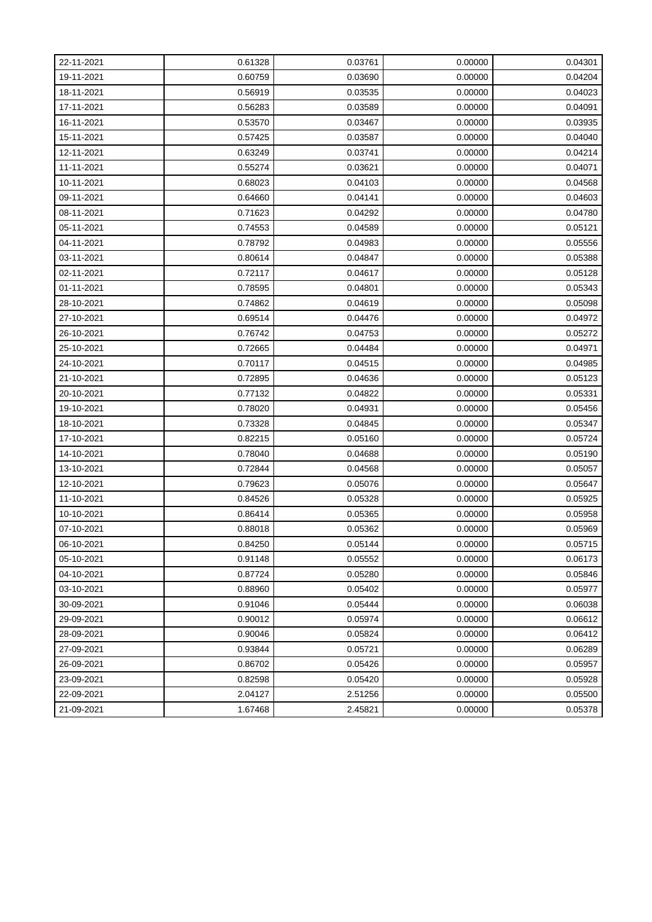| | | | | |
|---|---|---|---|---|
| 22-11-2021 | 0.61328 | 0.03761 | 0.00000 | 0.04301 |
| 19-11-2021 | 0.60759 | 0.03690 | 0.00000 | 0.04204 |
| 18-11-2021 | 0.56919 | 0.03535 | 0.00000 | 0.04023 |
| 17-11-2021 | 0.56283 | 0.03589 | 0.00000 | 0.04091 |
| 16-11-2021 | 0.53570 | 0.03467 | 0.00000 | 0.03935 |
| 15-11-2021 | 0.57425 | 0.03587 | 0.00000 | 0.04040 |
| 12-11-2021 | 0.63249 | 0.03741 | 0.00000 | 0.04214 |
| 11-11-2021 | 0.55274 | 0.03621 | 0.00000 | 0.04071 |
| 10-11-2021 | 0.68023 | 0.04103 | 0.00000 | 0.04568 |
| 09-11-2021 | 0.64660 | 0.04141 | 0.00000 | 0.04603 |
| 08-11-2021 | 0.71623 | 0.04292 | 0.00000 | 0.04780 |
| 05-11-2021 | 0.74553 | 0.04589 | 0.00000 | 0.05121 |
| 04-11-2021 | 0.78792 | 0.04983 | 0.00000 | 0.05556 |
| 03-11-2021 | 0.80614 | 0.04847 | 0.00000 | 0.05388 |
| 02-11-2021 | 0.72117 | 0.04617 | 0.00000 | 0.05128 |
| 01-11-2021 | 0.78595 | 0.04801 | 0.00000 | 0.05343 |
| 28-10-2021 | 0.74862 | 0.04619 | 0.00000 | 0.05098 |
| 27-10-2021 | 0.69514 | 0.04476 | 0.00000 | 0.04972 |
| 26-10-2021 | 0.76742 | 0.04753 | 0.00000 | 0.05272 |
| 25-10-2021 | 0.72665 | 0.04484 | 0.00000 | 0.04971 |
| 24-10-2021 | 0.70117 | 0.04515 | 0.00000 | 0.04985 |
| 21-10-2021 | 0.72895 | 0.04636 | 0.00000 | 0.05123 |
| 20-10-2021 | 0.77132 | 0.04822 | 0.00000 | 0.05331 |
| 19-10-2021 | 0.78020 | 0.04931 | 0.00000 | 0.05456 |
| 18-10-2021 | 0.73328 | 0.04845 | 0.00000 | 0.05347 |
| 17-10-2021 | 0.82215 | 0.05160 | 0.00000 | 0.05724 |
| 14-10-2021 | 0.78040 | 0.04688 | 0.00000 | 0.05190 |
| 13-10-2021 | 0.72844 | 0.04568 | 0.00000 | 0.05057 |
| 12-10-2021 | 0.79623 | 0.05076 | 0.00000 | 0.05647 |
| 11-10-2021 | 0.84526 | 0.05328 | 0.00000 | 0.05925 |
| 10-10-2021 | 0.86414 | 0.05365 | 0.00000 | 0.05958 |
| 07-10-2021 | 0.88018 | 0.05362 | 0.00000 | 0.05969 |
| 06-10-2021 | 0.84250 | 0.05144 | 0.00000 | 0.05715 |
| 05-10-2021 | 0.91148 | 0.05552 | 0.00000 | 0.06173 |
| 04-10-2021 | 0.87724 | 0.05280 | 0.00000 | 0.05846 |
| 03-10-2021 | 0.88960 | 0.05402 | 0.00000 | 0.05977 |
| 30-09-2021 | 0.91046 | 0.05444 | 0.00000 | 0.06038 |
| 29-09-2021 | 0.90012 | 0.05974 | 0.00000 | 0.06612 |
| 28-09-2021 | 0.90046 | 0.05824 | 0.00000 | 0.06412 |
| 27-09-2021 | 0.93844 | 0.05721 | 0.00000 | 0.06289 |
| 26-09-2021 | 0.86702 | 0.05426 | 0.00000 | 0.05957 |
| 23-09-2021 | 0.82598 | 0.05420 | 0.00000 | 0.05928 |
| 22-09-2021 | 2.04127 | 2.51256 | 0.00000 | 0.05500 |
| 21-09-2021 | 1.67468 | 2.45821 | 0.00000 | 0.05378 |